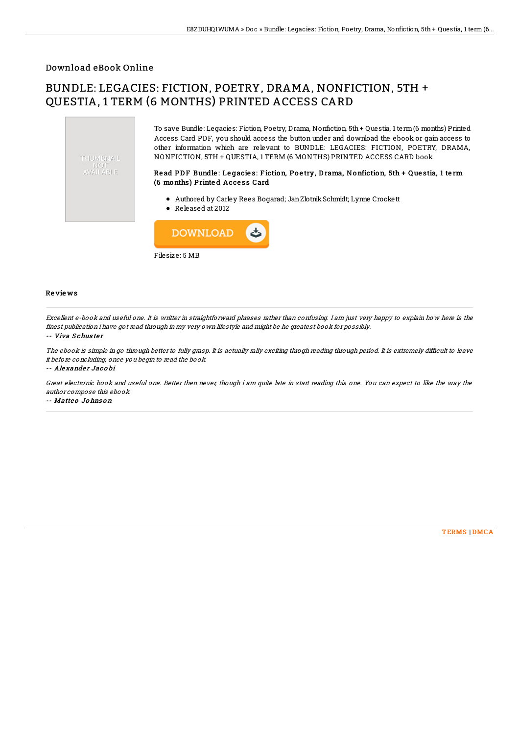Download eBook Online

# BUNDLE: LEGACIES: FICTION, POETRY, DRAMA, NONFICTION, 5TH + QUESTIA, 1 TERM (6 MONTHS) PRINTED ACCESS CARD

THUMBNAIL NOT AVAILABLE

To save Bundle: Legacies: Fiction, Poetry, Drama, Nonfiction, 5th + Questia, 1 term (6 months) Printed Access Card PDF, you should access the button under and download the ebook or gain access to other information which are relevant to BUNDLE: LEGACIES: FICTION, POETRY, DRAMA, NONFICTION, 5TH + QUESTIA, 1 TERM (6 MONTHS) PRINTED ACCESS CARD book.

### Read PDF Bundle: Legacies: Fiction, Poetry, Drama, Nonfiction, 5th + Questia, 1 term (6 months) Printed Access Card

- Authored by Carley Rees Bogarad; Jan Zlotnik Schmidt; Lynne Crockett
- Released at 2012

DOWNLOAD

Filesize: 5 MB

### Reviews

*Excellent e-book and useful one. It is writter in straightforward phrases rather than confusing. I am just very happy to explain how here is the finest publication i have got read through in my very own lifestyle and might be he greatest book for possibly.*

-- ***Viva Schuster***

*The ebook is simple in go through better to fully grasp. It is actually rally exciting throgh reading through period. It is extremely difficult to leave it before concluding, once you begin to read the book.*

-- ***Alexander Jacobi***

*Great electronic book and useful one. Better then never, though i am quite late in start reading this one. You can expect to like the way the author compose this ebook.*

-- ***Matteo Johnson***

TERMS | DMCA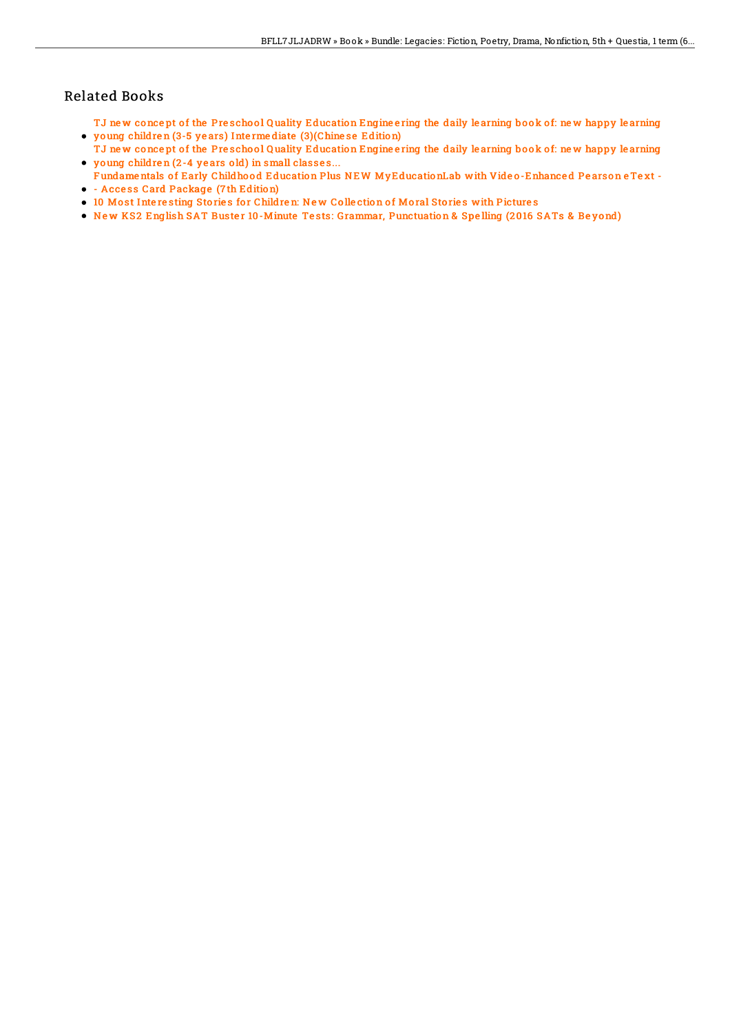## Related Books

- TJ new concept of the Preschool Quality Education Engineering the daily learning book of: new happy learning young children (3-5 years) Intermediate (3)(Chinese Edition)
- TJ new concept of the Preschool Quality Education Engineering the daily learning book of: new happy learning young children (2-4 years old) in small classes...
- Fundamentals of Early Childhood Education Plus NEW MyEducationLab with Video-Enhanced Pearson eText -- Access Card Package (7th Edition)
- 10 Most Interesting Stories for Children: New Collection of Moral Stories with Pictures
- New KS2 English SAT Buster 10-Minute Tests: Grammar, Punctuation & Spelling (2016 SATs & Beyond)